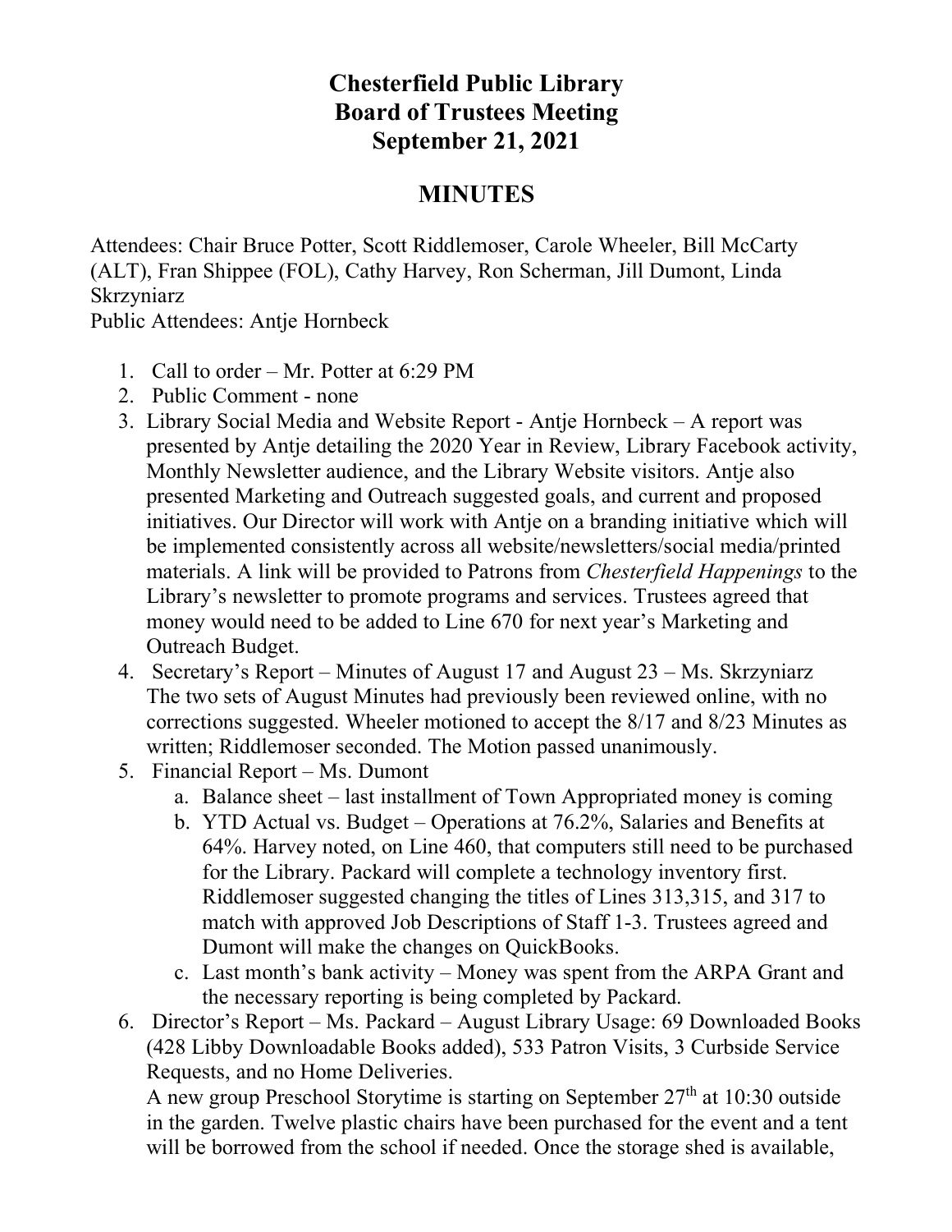# Chesterfield Public Library
# Board of Trustees Meeting
# September 21, 2021

## MINUTES

Attendees: Chair Bruce Potter, Scott Riddlemoser, Carole Wheeler, Bill McCarty (ALT), Fran Shippee (FOL), Cathy Harvey, Ron Scherman, Jill Dumont, Linda Skrzyniarz
Public Attendees: Antje Hornbeck

1. Call to order – Mr. Potter at 6:29 PM
2. Public Comment - none
3. Library Social Media and Website Report - Antje Hornbeck – A report was presented by Antje detailing the 2020 Year in Review, Library Facebook activity, Monthly Newsletter audience, and the Library Website visitors. Antje also presented Marketing and Outreach suggested goals, and current and proposed initiatives. Our Director will work with Antje on a branding initiative which will be implemented consistently across all website/newsletters/social media/printed materials. A link will be provided to Patrons from *Chesterfield Happenings* to the Library's newsletter to promote programs and services. Trustees agreed that money would need to be added to Line 670 for next year's Marketing and Outreach Budget.
4. Secretary's Report – Minutes of August 17 and August 23 – Ms. Skrzyniarz
   The two sets of August Minutes had previously been reviewed online, with no corrections suggested. Wheeler motioned to accept the 8/17 and 8/23 Minutes as written; Riddlemoser seconded. The Motion passed unanimously.
5. Financial Report – Ms. Dumont
   a. Balance sheet – last installment of Town Appropriated money is coming
   b. YTD Actual vs. Budget – Operations at 76.2%, Salaries and Benefits at 64%. Harvey noted, on Line 460, that computers still need to be purchased for the Library. Packard will complete a technology inventory first. Riddlemoser suggested changing the titles of Lines 313,315, and 317 to match with approved Job Descriptions of Staff 1-3. Trustees agreed and Dumont will make the changes on QuickBooks.
   c. Last month's bank activity – Money was spent from the ARPA Grant and the necessary reporting is being completed by Packard.
6. Director's Report – Ms. Packard – August Library Usage: 69 Downloaded Books (428 Libby Downloadable Books added), 533 Patron Visits, 3 Curbside Service Requests, and no Home Deliveries.
   A new group Preschool Storytime is starting on September 27th at 10:30 outside in the garden. Twelve plastic chairs have been purchased for the event and a tent will be borrowed from the school if needed. Once the storage shed is available,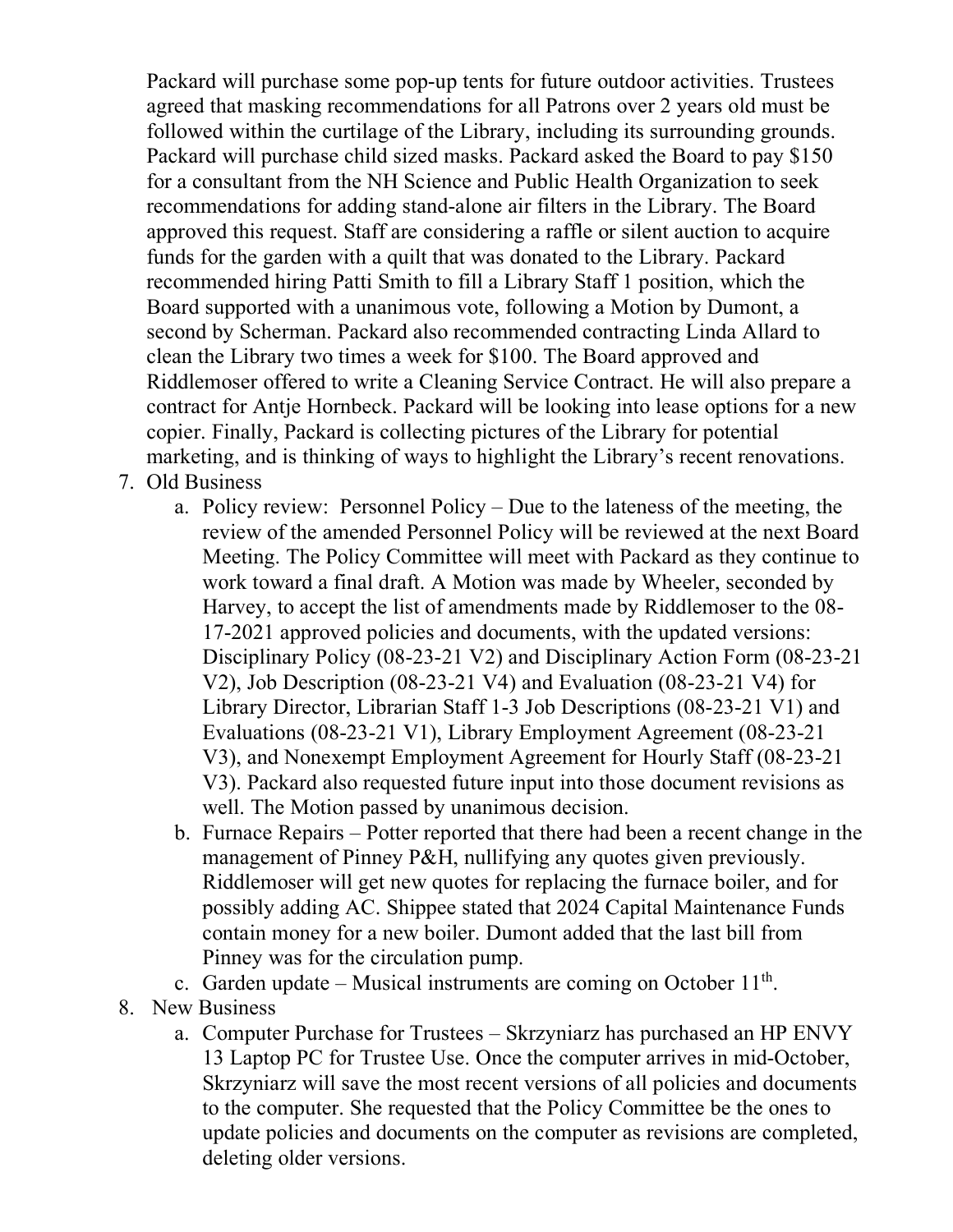Packard will purchase some pop-up tents for future outdoor activities. Trustees agreed that masking recommendations for all Patrons over 2 years old must be followed within the curtilage of the Library, including its surrounding grounds. Packard will purchase child sized masks. Packard asked the Board to pay $150 for a consultant from the NH Science and Public Health Organization to seek recommendations for adding stand-alone air filters in the Library. The Board approved this request. Staff are considering a raffle or silent auction to acquire funds for the garden with a quilt that was donated to the Library. Packard recommended hiring Patti Smith to fill a Library Staff 1 position, which the Board supported with a unanimous vote, following a Motion by Dumont, a second by Scherman. Packard also recommended contracting Linda Allard to clean the Library two times a week for $100. The Board approved and Riddlemoser offered to write a Cleaning Service Contract. He will also prepare a contract for Antje Hornbeck. Packard will be looking into lease options for a new copier. Finally, Packard is collecting pictures of the Library for potential marketing, and is thinking of ways to highlight the Library's recent renovations.

7. Old Business
   a. Policy review: Personnel Policy – Due to the lateness of the meeting, the review of the amended Personnel Policy will be reviewed at the next Board Meeting. The Policy Committee will meet with Packard as they continue to work toward a final draft. A Motion was made by Wheeler, seconded by Harvey, to accept the list of amendments made by Riddlemoser to the 08-17-2021 approved policies and documents, with the updated versions: Disciplinary Policy (08-23-21 V2) and Disciplinary Action Form (08-23-21 V2), Job Description (08-23-21 V4) and Evaluation (08-23-21 V4) for Library Director, Librarian Staff 1-3 Job Descriptions (08-23-21 V1) and Evaluations (08-23-21 V1), Library Employment Agreement (08-23-21 V3), and Nonexempt Employment Agreement for Hourly Staff (08-23-21 V3). Packard also requested future input into those document revisions as well. The Motion passed by unanimous decision.
   b. Furnace Repairs – Potter reported that there had been a recent change in the management of Pinney P&H, nullifying any quotes given previously. Riddlemoser will get new quotes for replacing the furnace boiler, and for possibly adding AC. Shippee stated that 2024 Capital Maintenance Funds contain money for a new boiler. Dumont added that the last bill from Pinney was for the circulation pump.
   c. Garden update – Musical instruments are coming on October 11th.
8. New Business
   a. Computer Purchase for Trustees – Skrzyniarz has purchased an HP ENVY 13 Laptop PC for Trustee Use. Once the computer arrives in mid-October, Skrzyniarz will save the most recent versions of all policies and documents to the computer. She requested that the Policy Committee be the ones to update policies and documents on the computer as revisions are completed, deleting older versions.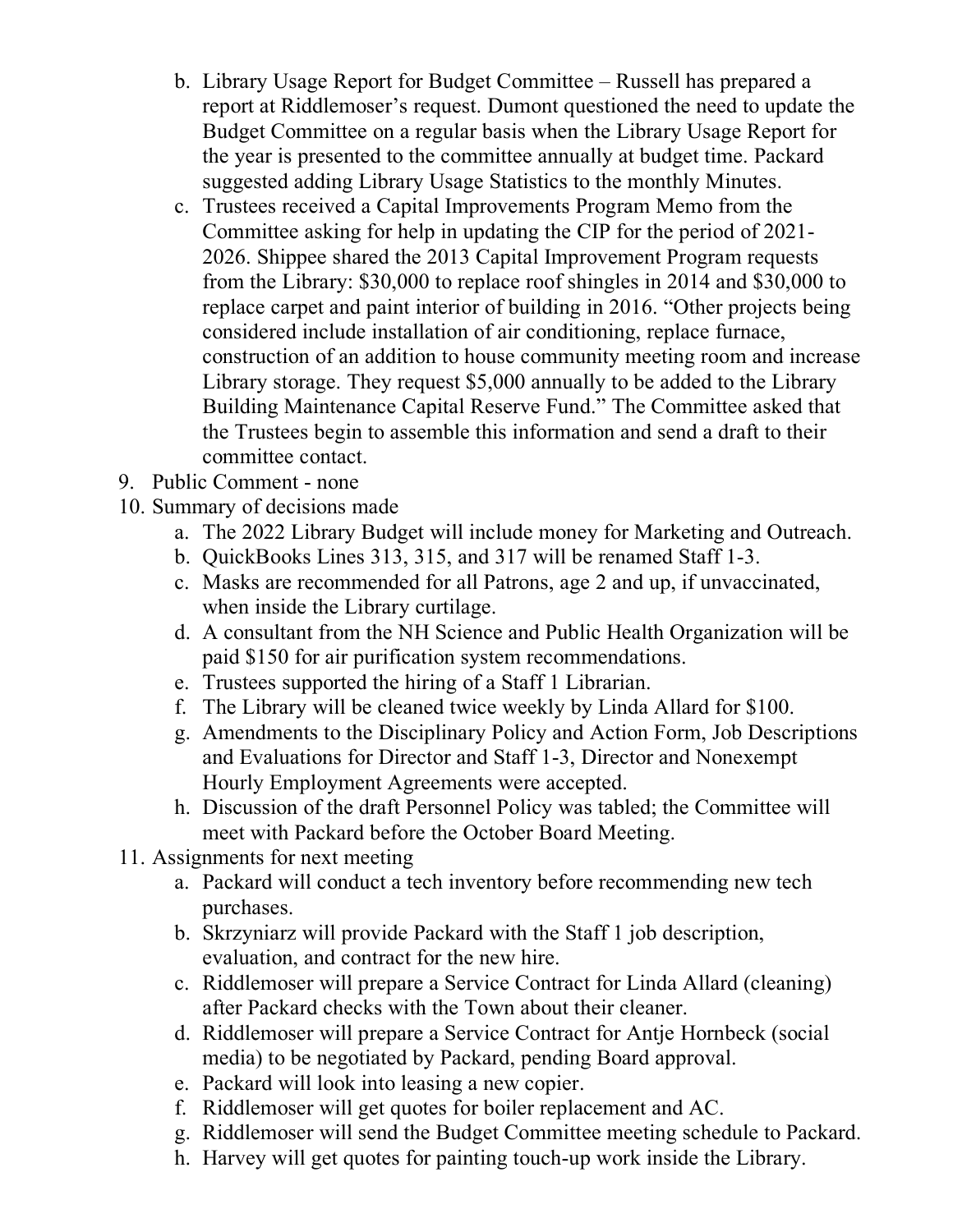b. Library Usage Report for Budget Committee – Russell has prepared a report at Riddlemoser's request. Dumont questioned the need to update the Budget Committee on a regular basis when the Library Usage Report for the year is presented to the committee annually at budget time. Packard suggested adding Library Usage Statistics to the monthly Minutes.

c. Trustees received a Capital Improvements Program Memo from the Committee asking for help in updating the CIP for the period of 2021-2026. Shippee shared the 2013 Capital Improvement Program requests from the Library: $30,000 to replace roof shingles in 2014 and $30,000 to replace carpet and paint interior of building in 2016. "Other projects being considered include installation of air conditioning, replace furnace, construction of an addition to house community meeting room and increase Library storage. They request $5,000 annually to be added to the Library Building Maintenance Capital Reserve Fund." The Committee asked that the Trustees begin to assemble this information and send a draft to their committee contact.

9. Public Comment - none
10. Summary of decisions made
    a. The 2022 Library Budget will include money for Marketing and Outreach.
    b. QuickBooks Lines 313, 315, and 317 will be renamed Staff 1-3.
    c. Masks are recommended for all Patrons, age 2 and up, if unvaccinated, when inside the Library curtilage.
    d. A consultant from the NH Science and Public Health Organization will be paid $150 for air purification system recommendations.
    e. Trustees supported the hiring of a Staff 1 Librarian.
    f. The Library will be cleaned twice weekly by Linda Allard for $100.
    g. Amendments to the Disciplinary Policy and Action Form, Job Descriptions and Evaluations for Director and Staff 1-3, Director and Nonexempt Hourly Employment Agreements were accepted.
    h. Discussion of the draft Personnel Policy was tabled; the Committee will meet with Packard before the October Board Meeting.
11. Assignments for next meeting
    a. Packard will conduct a tech inventory before recommending new tech purchases.
    b. Skrzyniarz will provide Packard with the Staff 1 job description, evaluation, and contract for the new hire.
    c. Riddlemoser will prepare a Service Contract for Linda Allard (cleaning) after Packard checks with the Town about their cleaner.
    d. Riddlemoser will prepare a Service Contract for Antje Hornbeck (social media) to be negotiated by Packard, pending Board approval.
    e. Packard will look into leasing a new copier.
    f. Riddlemoser will get quotes for boiler replacement and AC.
    g. Riddlemoser will send the Budget Committee meeting schedule to Packard.
    h. Harvey will get quotes for painting touch-up work inside the Library.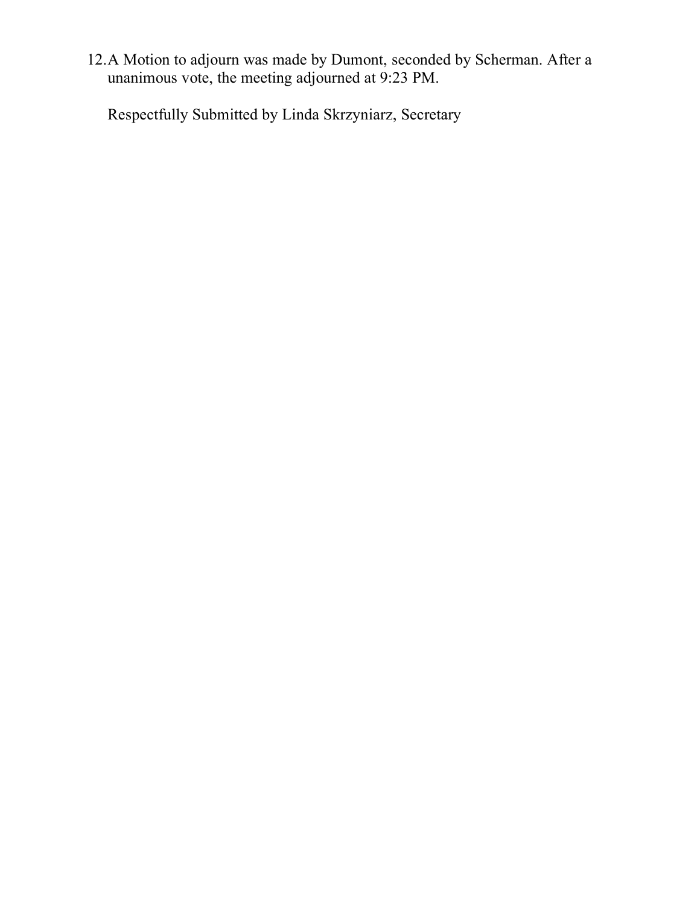12. A Motion to adjourn was made by Dumont, seconded by Scherman. After a unanimous vote, the meeting adjourned at 9:23 PM.

    Respectfully Submitted by Linda Skrzyniarz, Secretary